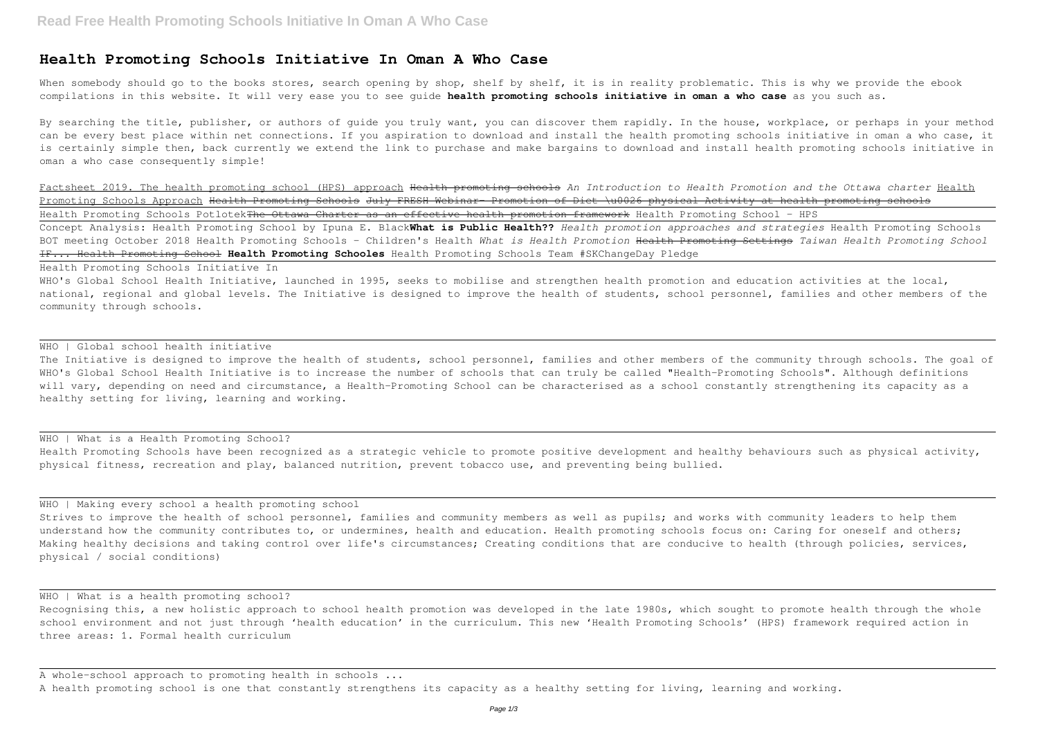# Health Promoting Schools Initiative In Oman A Who Case

When somebody should go to the books stores, search opening by shop, shelf by shelf, it is in reality problematic. This is why we provide the ebook compilations in this website. It will very ease you to see guide **health promoting schools initiative in oman a who case** as you such as.

By searching the title, publisher, or authors of guide you truly want, you can discover them rapidly. In the house, workplace, or perhaps in your method can be every best place within net connections. If you aspiration to download and install the health promoting schools initiative in oman a who case, it is certainly simple then, back currently we extend the link to purchase and make bargains to download and install health promoting schools initiative in oman a who case consequently simple!

Factsheet 2019. The health promoting school (HPS) approach ~~Health promoting schools~~ *An Introduction to Health Promotion and the Ottawa charter* Health Promoting Schools Approach ~~Health Promoting Schools~~ ~~July FRESH Webinar- Promotion of Diet \u0026 physical Activity at health promoting schools~~ Health Promoting Schools Potlotek~~The Ottawa Charter as an effective health promotion framework~~ Health Promoting School - HPS

Concept Analysis: Health Promoting School by Ipuna E. Black**What is Public Health??** *Health promotion approaches and strategies* Health Promoting Schools BOT meeting October 2018 Health Promoting Schools - Children's Health *What is Health Promotion* ~~Health Promoting Settings~~ *Taiwan Health Promoting School* ~~IF... Health Promoting School~~ **Health Promoting Schooles** Health Promoting Schools Team #SKChangeDay Pledge

Health Promoting Schools Initiative In

WHO's Global School Health Initiative, launched in 1995, seeks to mobilise and strengthen health promotion and education activities at the local, national, regional and global levels. The Initiative is designed to improve the health of students, school personnel, families and other members of the community through schools.

WHO | Global school health initiative

The Initiative is designed to improve the health of students, school personnel, families and other members of the community through schools. The goal of WHO's Global School Health Initiative is to increase the number of schools that can truly be called "Health-Promoting Schools". Although definitions will vary, depending on need and circumstance, a Health-Promoting School can be characterised as a school constantly strengthening its capacity as a healthy setting for living, learning and working.

WHO | What is a Health Promoting School?

Health Promoting Schools have been recognized as a strategic vehicle to promote positive development and healthy behaviours such as physical activity, physical fitness, recreation and play, balanced nutrition, prevent tobacco use, and preventing being bullied.

WHO | Making every school a health promoting school

Strives to improve the health of school personnel, families and community members as well as pupils; and works with community leaders to help them understand how the community contributes to, or undermines, health and education. Health promoting schools focus on: Caring for oneself and others; Making healthy decisions and taking control over life's circumstances; Creating conditions that are conducive to health (through policies, services, physical / social conditions)

WHO | What is a health promoting school?

Recognising this, a new holistic approach to school health promotion was developed in the late 1980s, which sought to promote health through the whole school environment and not just through 'health education' in the curriculum. This new 'Health Promoting Schools' (HPS) framework required action in three areas: 1. Formal health curriculum

A whole-school approach to promoting health in schools ...

A health promoting school is one that constantly strengthens its capacity as a healthy setting for living, learning and working.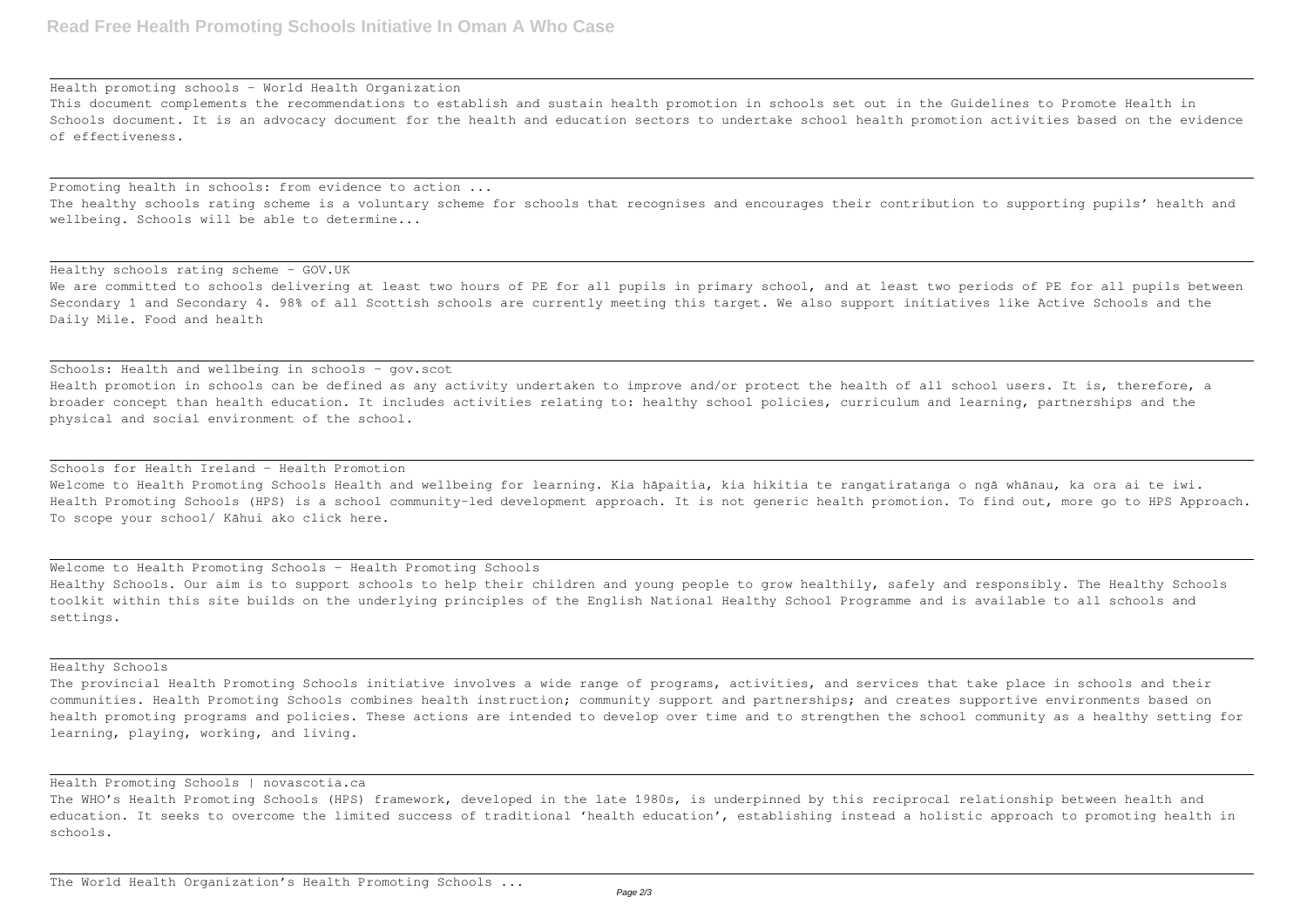Health promoting schools - World Health Organization

This document complements the recommendations to establish and sustain health promotion in schools set out in the Guidelines to Promote Health in Schools document. It is an advocacy document for the health and education sectors to undertake school health promotion activities based on the evidence of effectiveness.

Promoting health in schools: from evidence to action ...

The healthy schools rating scheme is a voluntary scheme for schools that recognises and encourages their contribution to supporting pupils' health and wellbeing. Schools will be able to determine...

Healthy schools rating scheme - GOV.UK

We are committed to schools delivering at least two hours of PE for all pupils in primary school, and at least two periods of PE for all pupils between Secondary 1 and Secondary 4. 98% of all Scottish schools are currently meeting this target. We also support initiatives like Active Schools and the Daily Mile. Food and health

Schools: Health and wellbeing in schools - gov.scot

Health promotion in schools can be defined as any activity undertaken to improve and/or protect the health of all school users. It is, therefore, a broader concept than health education. It includes activities relating to: healthy school policies, curriculum and learning, partnerships and the physical and social environment of the school.

Schools for Health Ireland - Health Promotion

Welcome to Health Promoting Schools Health and wellbeing for learning. Kia hāpaitia, kia hikitia te rangatiratanga o ngā whānau, ka ora ai te iwi. Health Promoting Schools (HPS) is a school community-led development approach. It is not generic health promotion. To find out, more go to HPS Approach. To scope your school/ Kāhui ako click here.

Welcome to Health Promoting Schools - Health Promoting Schools

Healthy Schools. Our aim is to support schools to help their children and young people to grow healthily, safely and responsibly. The Healthy Schools toolkit within this site builds on the underlying principles of the English National Healthy School Programme and is available to all schools and settings.

Healthy Schools

The provincial Health Promoting Schools initiative involves a wide range of programs, activities, and services that take place in schools and their communities. Health Promoting Schools combines health instruction; community support and partnerships; and creates supportive environments based on health promoting programs and policies. These actions are intended to develop over time and to strengthen the school community as a healthy setting for learning, playing, working, and living.

Health Promoting Schools | novascotia.ca

The WHO's Health Promoting Schools (HPS) framework, developed in the late 1980s, is underpinned by this reciprocal relationship between health and education. It seeks to overcome the limited success of traditional 'health education', establishing instead a holistic approach to promoting health in schools.

The World Health Organization's Health Promoting Schools ...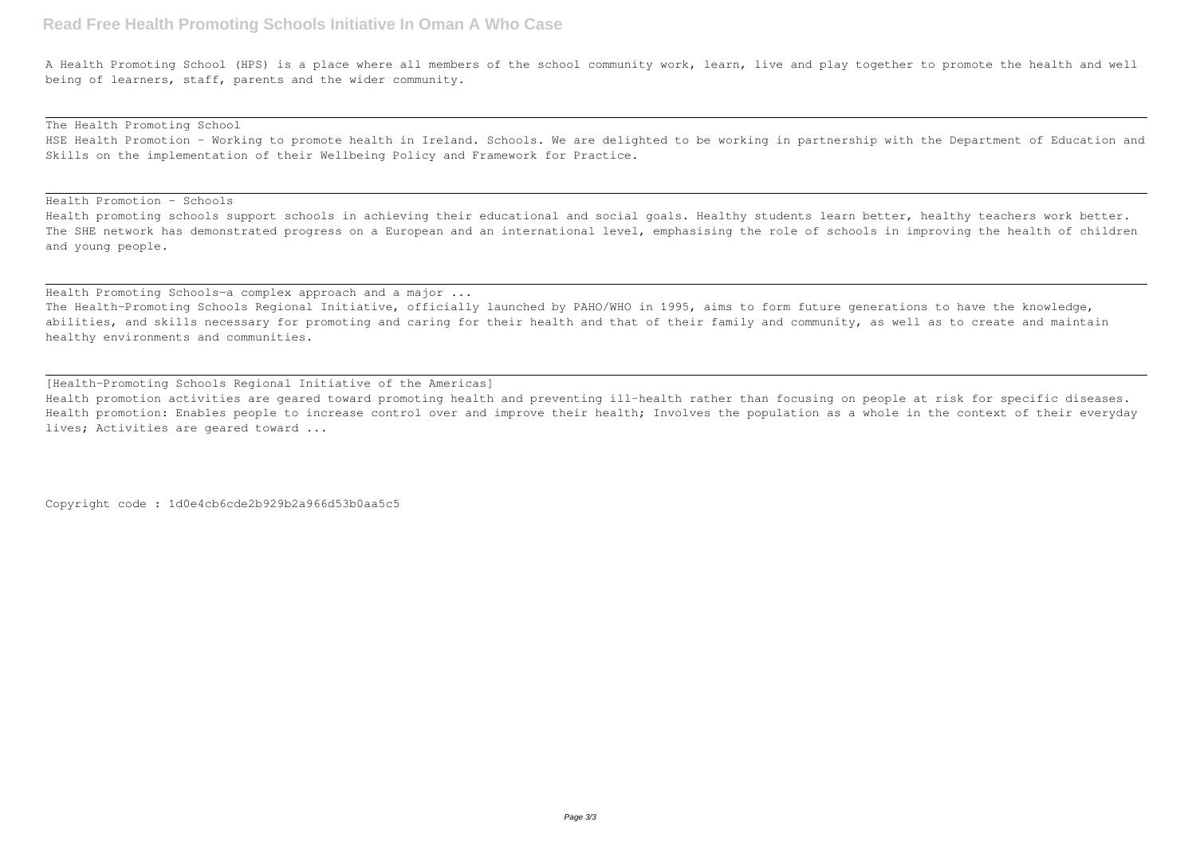A Health Promoting School (HPS) is a place where all members of the school community work, learn, live and play together to promote the health and well being of learners, staff, parents and the wider community.

The Health Promoting School

HSE Health Promotion - Working to promote health in Ireland. Schools. We are delighted to be working in partnership with the Department of Education and Skills on the implementation of their Wellbeing Policy and Framework for Practice.

Health Promotion - Schools

Health promoting schools support schools in achieving their educational and social goals. Healthy students learn better, healthy teachers work better. The SHE network has demonstrated progress on a European and an international level, emphasising the role of schools in improving the health of children and young people.

Health Promoting Schools—a complex approach and a major ...

The Health-Promoting Schools Regional Initiative, officially launched by PAHO/WHO in 1995, aims to form future generations to have the knowledge, abilities, and skills necessary for promoting and caring for their health and that of their family and community, as well as to create and maintain healthy environments and communities.

[Health-Promoting Schools Regional Initiative of the Americas]

Health promotion activities are geared toward promoting health and preventing ill-health rather than focusing on people at risk for specific diseases. Health promotion: Enables people to increase control over and improve their health; Involves the population as a whole in the context of their everyday lives; Activities are geared toward ...

Copyright code : 1d0e4cb6cde2b929b2a966d53b0aa5c5